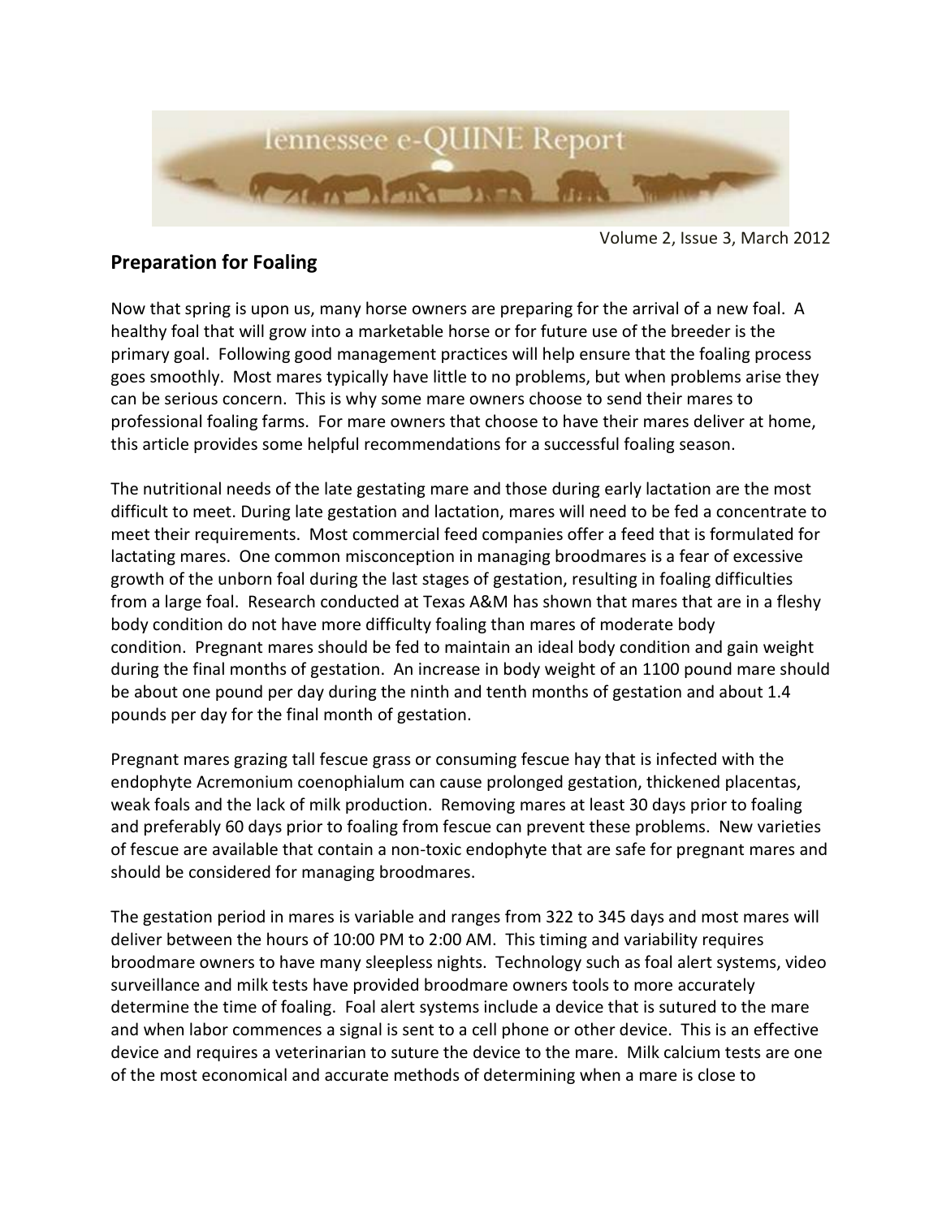# Tennessee e-QUINE Report

Volume 2, Issue 3, March 2012

## Preparation for Foaling

Now that spring is upon us, many horse owners are preparing for the arrival of a new foal. A healthy foal that will grow into a marketable horse or for future use of the breeder is the primary goal. Following good management practices will help ensure that the foaling process goes smoothly. Most mares typically have little to no problems, but when problems arise they can be serious concern. This is why some mare owners choose to send their mares to professional foaling farms. For mare owners that choose to have their mares deliver at home, this article provides some helpful recommendations for a successful foaling season.

The nutritional needs of the late gestating mare and those during early lactation are the most difficult to meet. During late gestation and lactation, mares will need to be fed a concentrate to meet their requirements. Most commercial feed companies offer a feed that is formulated for lactating mares. One common misconception in managing broodmares is a fear of excessive growth of the unborn foal during the last stages of gestation, resulting in foaling difficulties from a large foal. Research conducted at Texas A&M has shown that mares that are in a fleshy body condition do not have more difficulty foaling than mares of moderate body condition. Pregnant mares should be fed to maintain an ideal body condition and gain weight during the final months of gestation. An increase in body weight of an 1100 pound mare should be about one pound per day during the ninth and tenth months of gestation and about 1.4 pounds per day for the final month of gestation.

Pregnant mares grazing tall fescue grass or consuming fescue hay that is infected with the endophyte Acremonium coenophialum can cause prolonged gestation, thickened placentas, weak foals and the lack of milk production. Removing mares at least 30 days prior to foaling and preferably 60 days prior to foaling from fescue can prevent these problems. New varieties of fescue are available that contain a non-toxic endophyte that are safe for pregnant mares and should be considered for managing broodmares.

The gestation period in mares is variable and ranges from 322 to 345 days and most mares will deliver between the hours of 10:00 PM to 2:00 AM. This timing and variability requires broodmare owners to have many sleepless nights. Technology such as foal alert systems, video surveillance and milk tests have provided broodmare owners tools to more accurately determine the time of foaling. Foal alert systems include a device that is sutured to the mare and when labor commences a signal is sent to a cell phone or other device. This is an effective device and requires a veterinarian to suture the device to the mare. Milk calcium tests are one of the most economical and accurate methods of determining when a mare is close to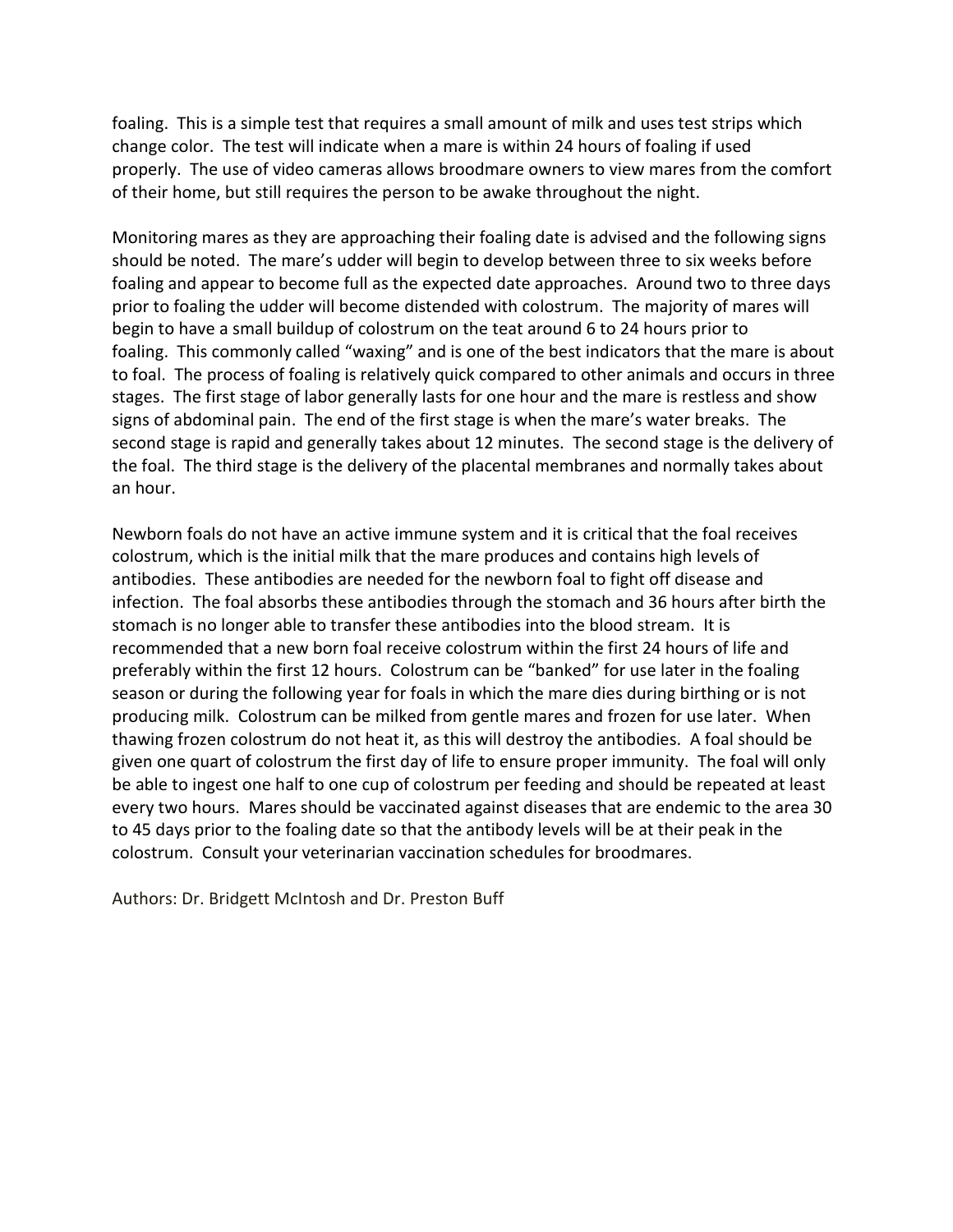foaling. This is a simple test that requires a small amount of milk and uses test strips which change color. The test will indicate when a mare is within 24 hours of foaling if used properly. The use of video cameras allows broodmare owners to view mares from the comfort of their home, but still requires the person to be awake throughout the night.

Monitoring mares as they are approaching their foaling date is advised and the following signs should be noted. The mare's udder will begin to develop between three to six weeks before foaling and appear to become full as the expected date approaches. Around two to three days prior to foaling the udder will become distended with colostrum. The majority of mares will begin to have a small buildup of colostrum on the teat around 6 to 24 hours prior to foaling. This commonly called "waxing" and is one of the best indicators that the mare is about to foal. The process of foaling is relatively quick compared to other animals and occurs in three stages. The first stage of labor generally lasts for one hour and the mare is restless and show signs of abdominal pain. The end of the first stage is when the mare's water breaks. The second stage is rapid and generally takes about 12 minutes. The second stage is the delivery of the foal. The third stage is the delivery of the placental membranes and normally takes about an hour.

Newborn foals do not have an active immune system and it is critical that the foal receives colostrum, which is the initial milk that the mare produces and contains high levels of antibodies. These antibodies are needed for the newborn foal to fight off disease and infection. The foal absorbs these antibodies through the stomach and 36 hours after birth the stomach is no longer able to transfer these antibodies into the blood stream. It is recommended that a new born foal receive colostrum within the first 24 hours of life and preferably within the first 12 hours. Colostrum can be "banked" for use later in the foaling season or during the following year for foals in which the mare dies during birthing or is not producing milk. Colostrum can be milked from gentle mares and frozen for use later. When thawing frozen colostrum do not heat it, as this will destroy the antibodies. A foal should be given one quart of colostrum the first day of life to ensure proper immunity. The foal will only be able to ingest one half to one cup of colostrum per feeding and should be repeated at least every two hours. Mares should be vaccinated against diseases that are endemic to the area 30 to 45 days prior to the foaling date so that the antibody levels will be at their peak in the colostrum. Consult your veterinarian vaccination schedules for broodmares.

Authors: Dr. Bridgett McIntosh and Dr. Preston Buff